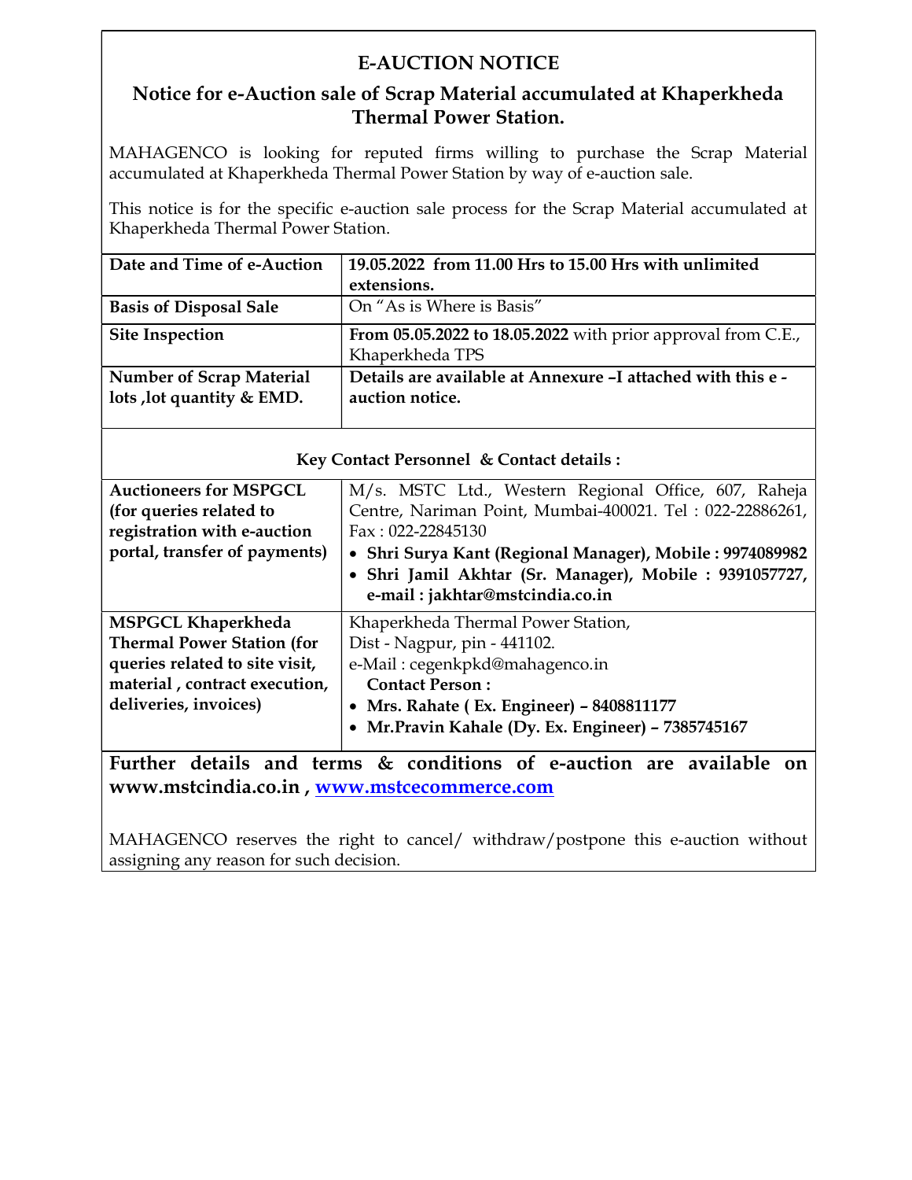# E-AUCTION NOTICE

## Notice for e-Auction sale of Scrap Material accumulated at Khaperkheda Thermal Power Station.

MAHAGENCO is looking for reputed firms willing to purchase the Scrap Material accumulated at Khaperkheda Thermal Power Station by way of e-auction sale.

This notice is for the specific e-auction sale process for the Scrap Material accumulated at Khaperkheda Thermal Power Station.

| | |
|---|---|
| **Date and Time of e-Auction** | **19.05.2022 from 11.00 Hrs to 15.00 Hrs with unlimited extensions.** |
| **Basis of Disposal Sale** | On "As is Where is Basis" |
| **Site Inspection** | **From 05.05.2022 to 18.05.2022** with prior approval from C.E., Khaperkheda TPS |
| **Number of Scrap Material lots ,lot quantity & EMD.** | **Details are available at Annexure –I attached with this e - auction notice.** |

**Key Contact Personnel & Contact details :**

| | |
|---|---|
| **Auctioneers for MSPGCL (for queries related to registration with e-auction portal, transfer of payments)** | M/s. MSTC Ltd., Western Regional Office, 607, Raheja Centre, Nariman Point, Mumbai-400021. Tel : 022-22886261, Fax : 022-22845130<br>• **Shri Surya Kant (Regional Manager), Mobile : 9974089982**<br>• **Shri Jamil Akhtar (Sr. Manager), Mobile : 9391057727, e-mail : jakhtar@mstcindia.co.in** |
| **MSPGCL Khaperkheda Thermal Power Station (for queries related to site visit, material , contract execution, deliveries, invoices)** | Khaperkheda Thermal Power Station,<br>Dist - Nagpur, pin - 441102.<br>e-Mail : cegenkpkd@mahagenco.in<br>**Contact Person :**<br>• **Mrs. Rahate ( Ex. Engineer) – 8408811177**<br>• **Mr.Pravin Kahale (Dy. Ex. Engineer) – 7385745167** |

**Further details and terms & conditions of e-auction are available on www.mstcindia.co.in , www.mstcecommerce.com**

MAHAGENCO reserves the right to cancel/ withdraw/postpone this e-auction without assigning any reason for such decision.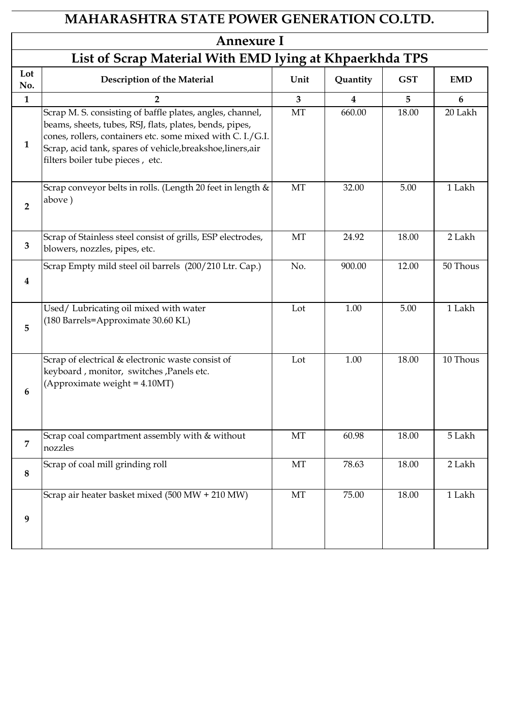# MAHARASHTRA STATE POWER GENERATION CO.LTD.

## Annexure I

## List of Scrap Material With EMD lying at Khpaerkhda TPS

| Lot No. | Description of the Material | Unit | Quantity | GST | EMD |
|---|---|---|---|---|---|
| 1 | 2 | 3 | 4 | 5 | 6 |
| 1 | Scrap M. S. consisting of baffle plates, angles, channel, beams, sheets, tubes, RSJ, flats, plates, bends, pipes, cones, rollers, containers etc. some mixed with C. I./G.I. Scrap, acid tank, spares of vehicle,breakshoe,liners,air filters boiler tube pieces , etc. | MT | 660.00 | 18.00 | 20 Lakh |
| 2 | Scrap conveyor belts in rolls. (Length 20 feet in length & above ) | MT | 32.00 | 5.00 | 1 Lakh |
| 3 | Scrap of Stainless steel consist of grills, ESP electrodes, blowers, nozzles, pipes, etc. | MT | 24.92 | 18.00 | 2 Lakh |
| 4 | Scrap Empty mild steel oil barrels (200/210 Ltr. Cap.) | No. | 900.00 | 12.00 | 50 Thous |
| 5 | Used/ Lubricating oil mixed with water (180 Barrels=Approximate 30.60 KL) | Lot | 1.00 | 5.00 | 1 Lakh |
| 6 | Scrap of electrical & electronic waste consist of keyboard , monitor, switches ,Panels etc. (Approximate weight = 4.10MT) | Lot | 1.00 | 18.00 | 10 Thous |
| 7 | Scrap coal compartment assembly with & without nozzles | MT | 60.98 | 18.00 | 5 Lakh |
| 8 | Scrap of coal mill grinding roll | MT | 78.63 | 18.00 | 2 Lakh |
| 9 | Scrap air heater basket mixed (500 MW + 210 MW) | MT | 75.00 | 18.00 | 1 Lakh |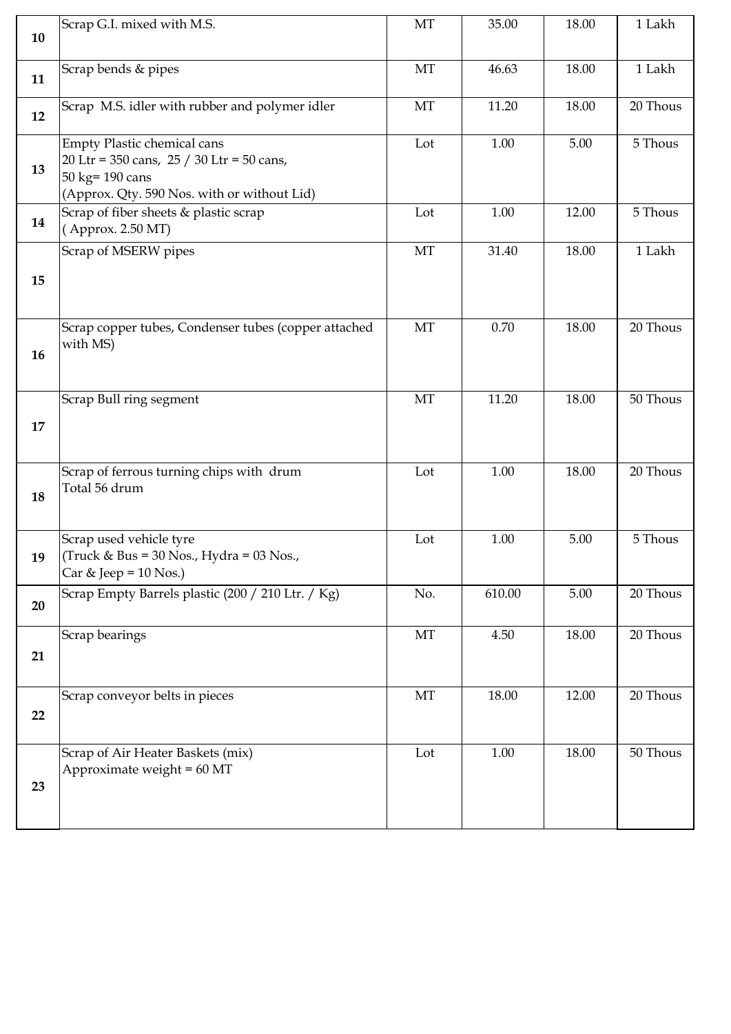| | | | | | |
|---|---|---|---|---|---|
| **10** | Scrap G.I. mixed with M.S. | MT | 35.00 | 18.00 | 1 Lakh |
| **11** | Scrap bends & pipes | MT | 46.63 | 18.00 | 1 Lakh |
| **12** | Scrap M.S. idler with rubber and polymer idler | MT | 11.20 | 18.00 | 20 Thous |
| **13** | Empty Plastic chemical cans<br>20 Ltr = 350 cans, 25 / 30 Ltr = 50 cans,<br>50 kg= 190 cans<br>(Approx. Qty. 590 Nos. with or without Lid) | Lot | 1.00 | 5.00 | 5 Thous |
| **14** | Scrap of fiber sheets & plastic scrap<br>( Approx. 2.50 MT) | Lot | 1.00 | 12.00 | 5 Thous |
| **15** | Scrap of MSERW pipes | MT | 31.40 | 18.00 | 1 Lakh |
| **16** | Scrap copper tubes, Condenser tubes (copper attached with MS) | MT | 0.70 | 18.00 | 20 Thous |
| **17** | Scrap Bull ring segment | MT | 11.20 | 18.00 | 50 Thous |
| **18** | Scrap of ferrous turning chips with drum<br>Total 56 drum | Lot | 1.00 | 18.00 | 20 Thous |
| **19** | Scrap used vehicle tyre<br>(Truck & Bus = 30 Nos., Hydra = 03 Nos.,<br>Car & Jeep = 10 Nos.) | Lot | 1.00 | 5.00 | 5 Thous |
| **20** | Scrap Empty Barrels plastic (200 / 210 Ltr. / Kg) | No. | 610.00 | 5.00 | 20 Thous |
| **21** | Scrap bearings | MT | 4.50 | 18.00 | 20 Thous |
| **22** | Scrap conveyor belts in pieces | MT | 18.00 | 12.00 | 20 Thous |
| **23** | Scrap of Air Heater Baskets (mix)<br>Approximate weight = 60 MT | Lot | 1.00 | 18.00 | 50 Thous |